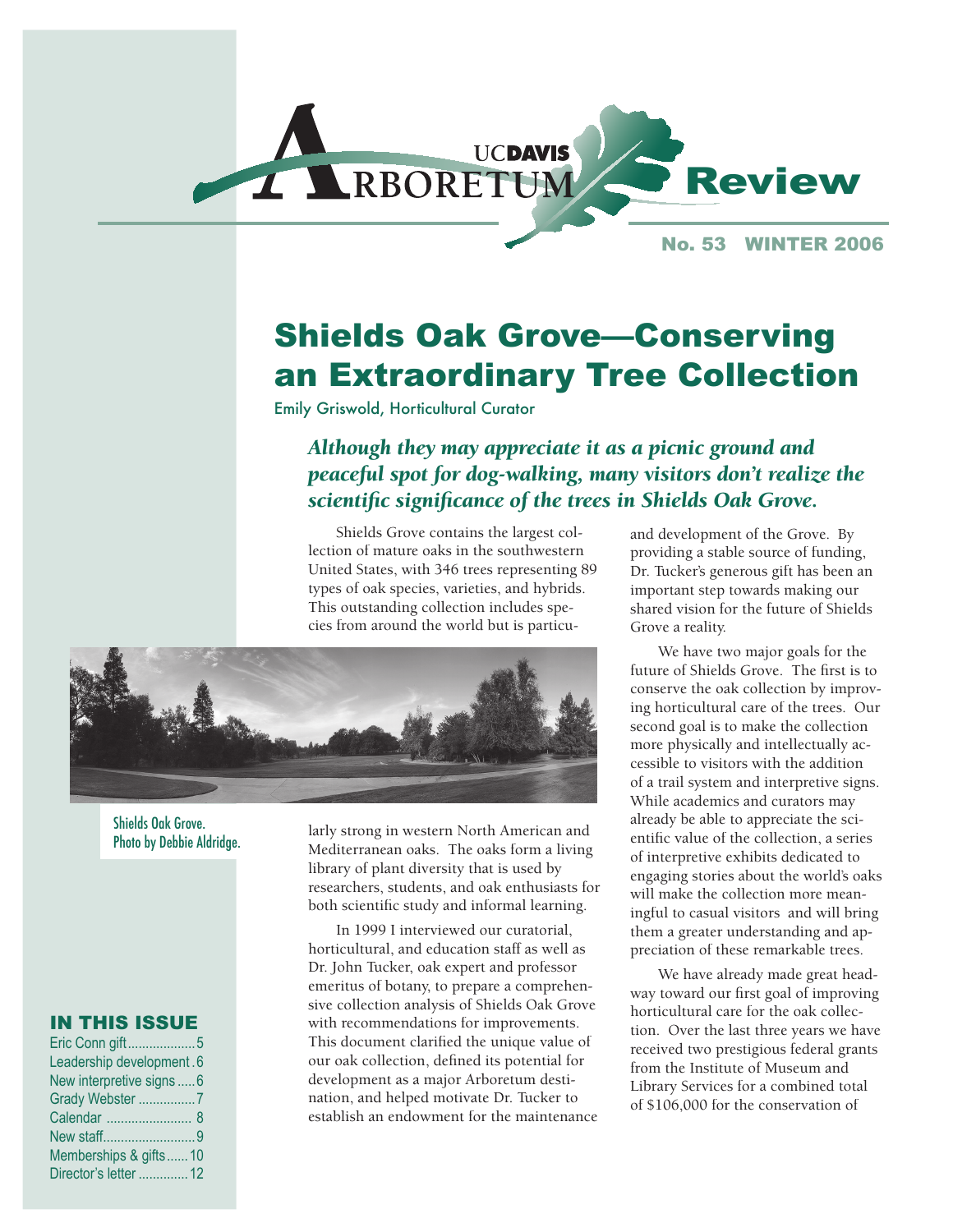# UC DAVIS ARBORETUM Review

**No. 53 WINTER 2006**

# Shields Oak Grove—Conserving an Extraordinary Tree Collection

Emily Griswold, Horticultural Curator

*Although they may appreciate it as a picnic ground and peaceful spot for dog-walking, many visitors don't realize the scientific significance of the trees in Shields Oak Grove.*

Shields Grove contains the largest collection of mature oaks in the southwestern United States, with 346 trees representing 89 types of oak species, varieties, and hybrids. This outstanding collection includes species from around the world but is particularly strong in western North American and Mediterranean oaks. The oaks form a living library of plant diversity that is used by researchers, students, and oak enthusiasts for both scientific study and informal learning.

Shields Oak Grove. Photo by Debbie Aldridge.

In 1999 I interviewed our curatorial, horticultural, and education staff as well as Dr. John Tucker, oak expert and professor emeritus of botany, to prepare a comprehensive collection analysis of Shields Oak Grove with recommendations for improvements. This document clarified the unique value of our oak collection, defined its potential for development as a major Arboretum destination, and helped motivate Dr. Tucker to establish an endowment for the maintenance and development of the Grove. By providing a stable source of funding, Dr. Tucker's generous gift has been an important step towards making our shared vision for the future of Shields Grove a reality.

We have two major goals for the future of Shields Grove. The first is to conserve the oak collection by improving horticultural care of the trees. Our second goal is to make the collection more physically and intellectually accessible to visitors with the addition of a trail system and interpretive signs. While academics and curators may already be able to appreciate the scientific value of the collection, a series of interpretive exhibits dedicated to engaging stories about the world's oaks will make the collection more meaningful to casual visitors and will bring them a greater understanding and appreciation of these remarkable trees.

We have already made great headway toward our first goal of improving horticultural care for the oak collection. Over the last three years we have received two prestigious federal grants from the Institute of Museum and Library Services for a combined total of $106,000 for the conservation of

## IN THIS ISSUE

- Eric Conn gift .................. 5
- Leadership development . 6
- New interpretive signs ..... 6
- Grady Webster ................ 7
- Calendar ........................ 8
- New staff.......................... 9
- Memberships & gifts...... 10
- Director's letter .............. 12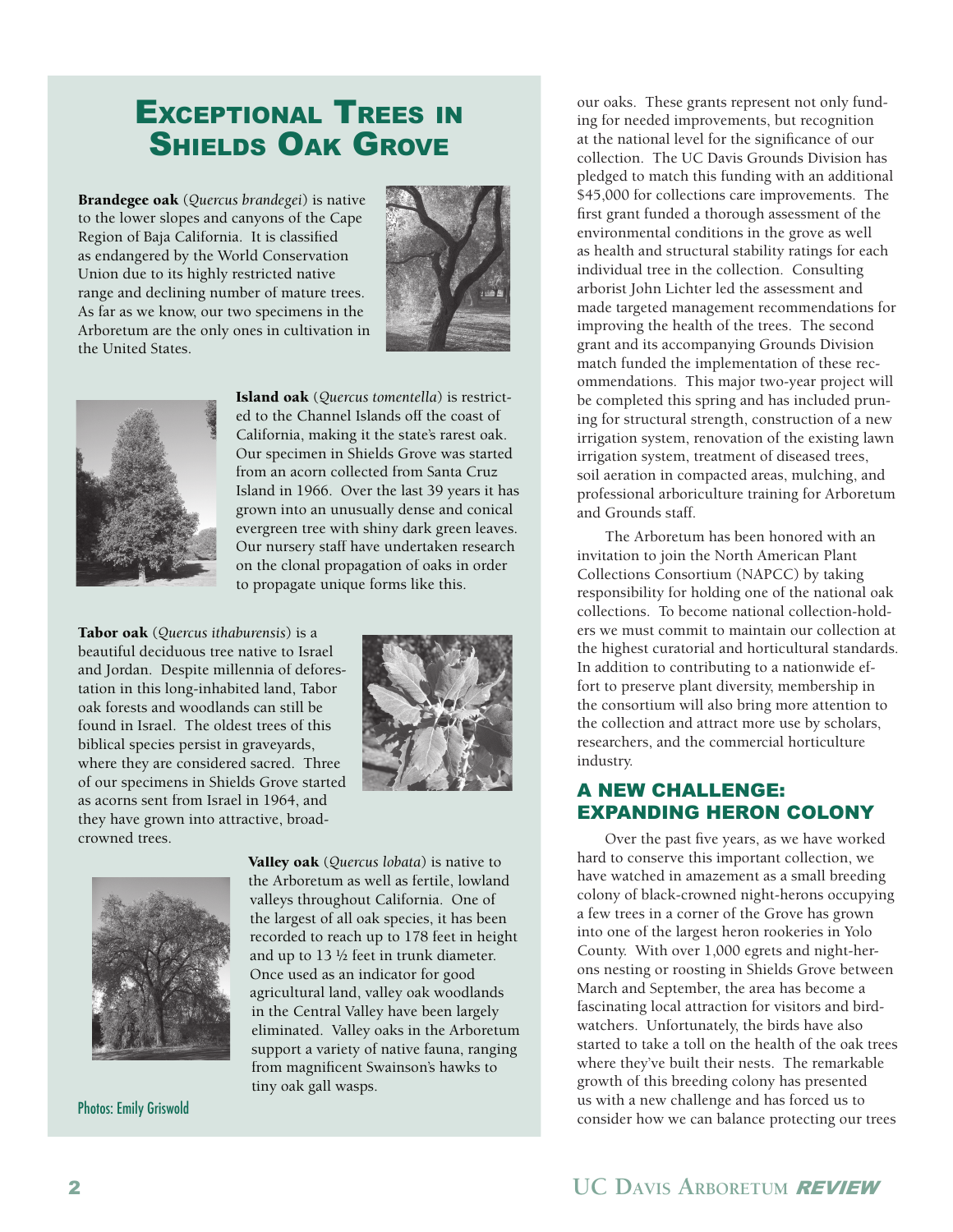# Exceptional Trees in Shields Oak Grove

**Brandegee oak** (*Quercus brandegei*) is native to the lower slopes and canyons of the Cape Region of Baja California. It is classified as endangered by the World Conservation Union due to its highly restricted native range and declining number of mature trees. As far as we know, our two specimens in the Arboretum are the only ones in cultivation in the United States.

**Island oak** (*Quercus tomentella*) is restricted to the Channel Islands off the coast of California, making it the state's rarest oak. Our specimen in Shields Grove was started from an acorn collected from Santa Cruz Island in 1966. Over the last 39 years it has grown into an unusually dense and conical evergreen tree with shiny dark green leaves. Our nursery staff have undertaken research on the clonal propagation of oaks in order to propagate unique forms like this.

**Tabor oak** (*Quercus ithaburensis*) is a beautiful deciduous tree native to Israel and Jordan. Despite millennia of deforestation in this long-inhabited land, Tabor oak forests and woodlands can still be found in Israel. The oldest trees of this biblical species persist in graveyards, where they are considered sacred. Three of our specimens in Shields Grove started as acorns sent from Israel in 1964, and they have grown into attractive, broad-crowned trees.

**Valley oak** (*Quercus lobata*) is native to the Arboretum as well as fertile, lowland valleys throughout California. One of the largest of all oak species, it has been recorded to reach up to 178 feet in height and up to 13 ½ feet in trunk diameter. Once used as an indicator for good agricultural land, valley oak woodlands in the Central Valley have been largely eliminated. Valley oaks in the Arboretum support a variety of native fauna, ranging from magnificent Swainson's hawks to tiny oak gall wasps.

Photos: Emily Griswold

our oaks. These grants represent not only funding for needed improvements, but recognition at the national level for the significance of our collection. The UC Davis Grounds Division has pledged to match this funding with an additional $45,000 for collections care improvements. The first grant funded a thorough assessment of the environmental conditions in the grove as well as health and structural stability ratings for each individual tree in the collection. Consulting arborist John Lichter led the assessment and made targeted management recommendations for improving the health of the trees. The second grant and its accompanying Grounds Division match funded the implementation of these recommendations. This major two-year project will be completed this spring and has included pruning for structural strength, construction of a new irrigation system, renovation of the existing lawn irrigation system, treatment of diseased trees, soil aeration in compacted areas, mulching, and professional arboriculture training for Arboretum and Grounds staff.

The Arboretum has been honored with an invitation to join the North American Plant Collections Consortium (NAPCC) by taking responsibility for holding one of the national oak collections. To become national collection-holders we must commit to maintain our collection at the highest curatorial and horticultural standards. In addition to contributing to a nationwide effort to preserve plant diversity, membership in the consortium will also bring more attention to the collection and attract more use by scholars, researchers, and the commercial horticulture industry.

## A New Challenge: Expanding Heron Colony

Over the past five years, as we have worked hard to conserve this important collection, we have watched in amazement as a small breeding colony of black-crowned night-herons occupying a few trees in a corner of the Grove has grown into one of the largest heron rookeries in Yolo County. With over 1,000 egrets and night-herons nesting or roosting in Shields Grove between March and September, the area has become a fascinating local attraction for visitors and birdwatchers. Unfortunately, the birds have also started to take a toll on the health of the oak trees where they've built their nests. The remarkable growth of this breeding colony has presented us with a new challenge and has forced us to consider how we can balance protecting our trees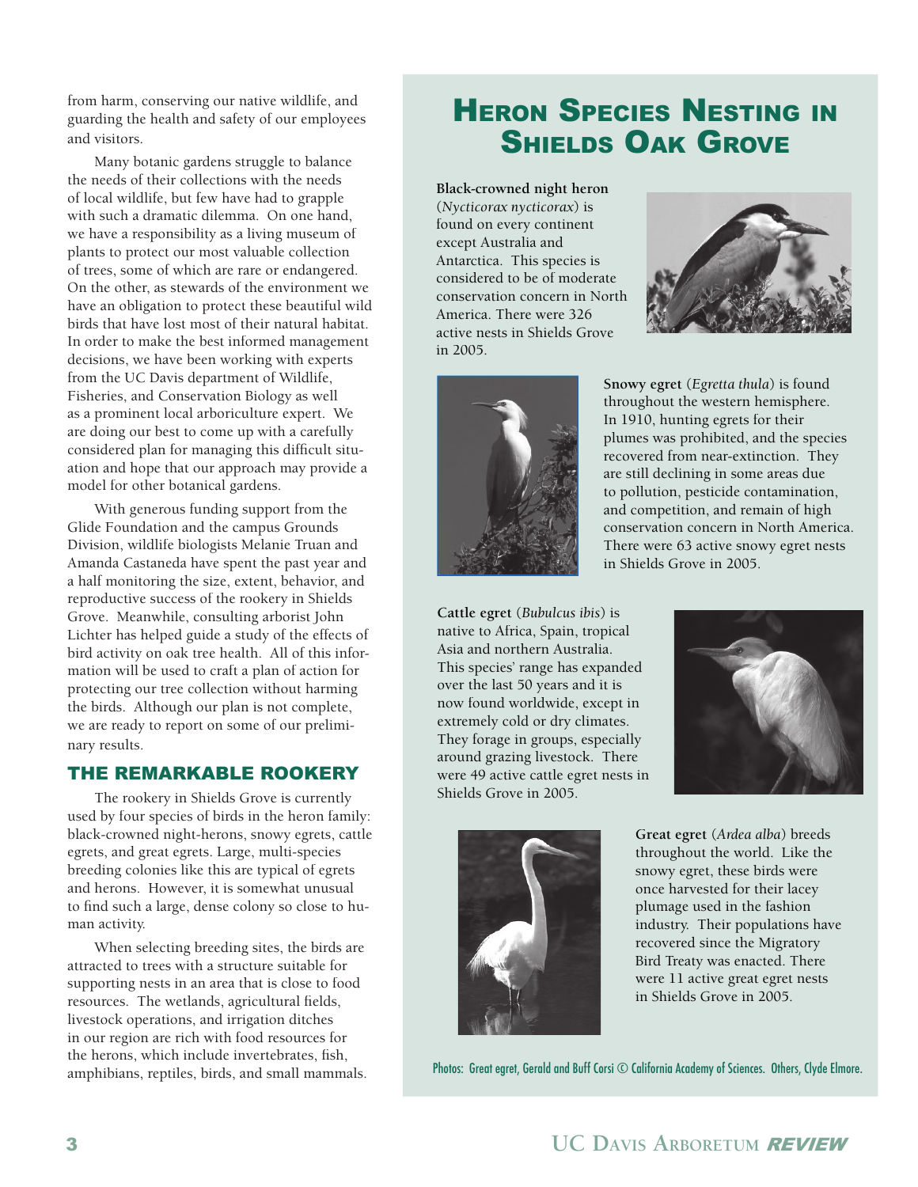from harm, conserving our native wildlife, and guarding the health and safety of our employees and visitors.

Many botanic gardens struggle to balance the needs of their collections with the needs of local wildlife, but few have had to grapple with such a dramatic dilemma. On one hand, we have a responsibility as a living museum of plants to protect our most valuable collection of trees, some of which are rare or endangered. On the other, as stewards of the environment we have an obligation to protect these beautiful wild birds that have lost most of their natural habitat. In order to make the best informed management decisions, we have been working with experts from the UC Davis department of Wildlife, Fisheries, and Conservation Biology as well as a prominent local arboriculture expert. We are doing our best to come up with a carefully considered plan for managing this difficult situation and hope that our approach may provide a model for other botanical gardens.

With generous funding support from the Glide Foundation and the campus Grounds Division, wildlife biologists Melanie Truan and Amanda Castaneda have spent the past year and a half monitoring the size, extent, behavior, and reproductive success of the rookery in Shields Grove. Meanwhile, consulting arborist John Lichter has helped guide a study of the effects of bird activity on oak tree health. All of this information will be used to craft a plan of action for protecting our tree collection without harming the birds. Although our plan is not complete, we are ready to report on some of our preliminary results.

## THE REMARKABLE ROOKERY

The rookery in Shields Grove is currently used by four species of birds in the heron family: black-crowned night-herons, snowy egrets, cattle egrets, and great egrets. Large, multi-species breeding colonies like this are typical of egrets and herons. However, it is somewhat unusual to find such a large, dense colony so close to human activity.

When selecting breeding sites, the birds are attracted to trees with a structure suitable for supporting nests in an area that is close to food resources. The wetlands, agricultural fields, livestock operations, and irrigation ditches in our region are rich with food resources for the herons, which include invertebrates, fish, amphibians, reptiles, birds, and small mammals.

## Heron Species Nesting in Shields Oak Grove

**Black-crowned night heron** (*Nycticorax nycticorax*) is found on every continent except Australia and Antarctica. This species is considered to be of moderate conservation concern in North America. There were 326 active nests in Shields Grove in 2005.

**Snowy egret** (*Egretta thula*) is found throughout the western hemisphere. In 1910, hunting egrets for their plumes was prohibited, and the species recovered from near-extinction. They are still declining in some areas due to pollution, pesticide contamination, and competition, and remain of high conservation concern in North America. There were 63 active snowy egret nests in Shields Grove in 2005.

**Cattle egret** (*Bubulcus ibis*) is native to Africa, Spain, tropical Asia and northern Australia. This species' range has expanded over the last 50 years and it is now found worldwide, except in extremely cold or dry climates. They forage in groups, especially around grazing livestock. There were 49 active cattle egret nests in Shields Grove in 2005.

**Great egret** (*Ardea alba*) breeds throughout the world. Like the snowy egret, these birds were once harvested for their lacey plumage used in the fashion industry. Their populations have recovered since the Migratory Bird Treaty was enacted. There were 11 active great egret nests in Shields Grove in 2005.

Photos: Great egret, Gerald and Buff Corsi © California Academy of Sciences. Others, Clyde Elmore.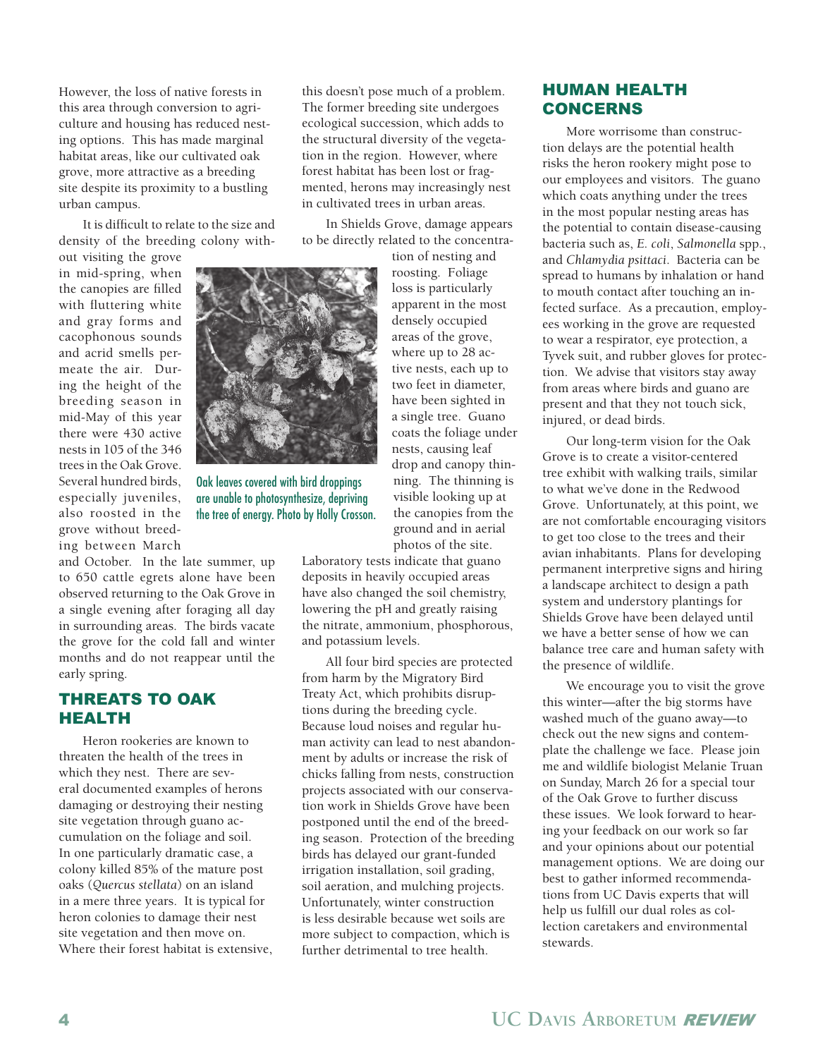However, the loss of native forests in this area through conversion to agriculture and housing has reduced nesting options. This has made marginal habitat areas, like our cultivated oak grove, more attractive as a breeding site despite its proximity to a bustling urban campus.

It is difficult to relate to the size and density of the breeding colony without visiting the grove in mid-spring, when the canopies are filled with fluttering white and gray forms and cacophonous sounds and acrid smells permeate the air. During the height of the breeding season in mid-May of this year there were 430 active nests in 105 of the 346 trees in the Oak Grove. Several hundred birds, especially juveniles, also roosted in the grove without breeding between March and October. In the late summer, up to 650 cattle egrets alone have been observed returning to the Oak Grove in a single evening after foraging all day in surrounding areas. The birds vacate the grove for the cold fall and winter months and do not reappear until the early spring.

Oak leaves covered with bird droppings are unable to photosynthesize, depriving the tree of energy. Photo by Holly Crosson.

## THREATS TO OAK HEALTH

Heron rookeries are known to threaten the health of the trees in which they nest. There are several documented examples of herons damaging or destroying their nesting site vegetation through guano accumulation on the foliage and soil. In one particularly dramatic case, a colony killed 85% of the mature post oaks (*Quercus stellata*) on an island in a mere three years. It is typical for heron colonies to damage their nest site vegetation and then move on. Where their forest habitat is extensive, this doesn't pose much of a problem. The former breeding site undergoes ecological succession, which adds to the structural diversity of the vegetation in the region. However, where forest habitat has been lost or fragmented, herons may increasingly nest in cultivated trees in urban areas.

In Shields Grove, damage appears to be directly related to the concentration of nesting and roosting. Foliage loss is particularly apparent in the most densely occupied areas of the grove, where up to 28 active nests, each up to two feet in diameter, have been sighted in a single tree. Guano coats the foliage under nests, causing leaf drop and canopy thinning. The thinning is visible looking up at the canopies from the ground and in aerial photos of the site. Laboratory tests indicate that guano deposits in heavily occupied areas have also changed the soil chemistry, lowering the pH and greatly raising the nitrate, ammonium, phosphorous, and potassium levels.

All four bird species are protected from harm by the Migratory Bird Treaty Act, which prohibits disruptions during the breeding cycle. Because loud noises and regular human activity can lead to nest abandonment by adults or increase the risk of chicks falling from nests, construction projects associated with our conservation work in Shields Grove have been postponed until the end of the breeding season. Protection of the breeding birds has delayed our grant-funded irrigation installation, soil grading, soil aeration, and mulching projects. Unfortunately, winter construction is less desirable because wet soils are more subject to compaction, which is further detrimental to tree health.

## HUMAN HEALTH CONCERNS

More worrisome than construction delays are the potential health risks the heron rookery might pose to our employees and visitors. The guano which coats anything under the trees in the most popular nesting areas has the potential to contain disease-causing bacteria such as, *E. coli*, *Salmonella* spp., and *Chlamydia psittaci*. Bacteria can be spread to humans by inhalation or hand to mouth contact after touching an infected surface. As a precaution, employees working in the grove are requested to wear a respirator, eye protection, a Tyvek suit, and rubber gloves for protection. We advise that visitors stay away from areas where birds and guano are present and that they not touch sick, injured, or dead birds.

Our long-term vision for the Oak Grove is to create a visitor-centered tree exhibit with walking trails, similar to what we've done in the Redwood Grove. Unfortunately, at this point, we are not comfortable encouraging visitors to get too close to the trees and their avian inhabitants. Plans for developing permanent interpretive signs and hiring a landscape architect to design a path system and understory plantings for Shields Grove have been delayed until we have a better sense of how we can balance tree care and human safety with the presence of wildlife.

We encourage you to visit the grove this winter—after the big storms have washed much of the guano away—to check out the new signs and contemplate the challenge we face. Please join me and wildlife biologist Melanie Truan on Sunday, March 26 for a special tour of the Oak Grove to further discuss these issues. We look forward to hearing your feedback on our work so far and your opinions about our potential management options. We are doing our best to gather informed recommendations from UC Davis experts that will help us fulfill our dual roles as collection caretakers and environmental stewards.